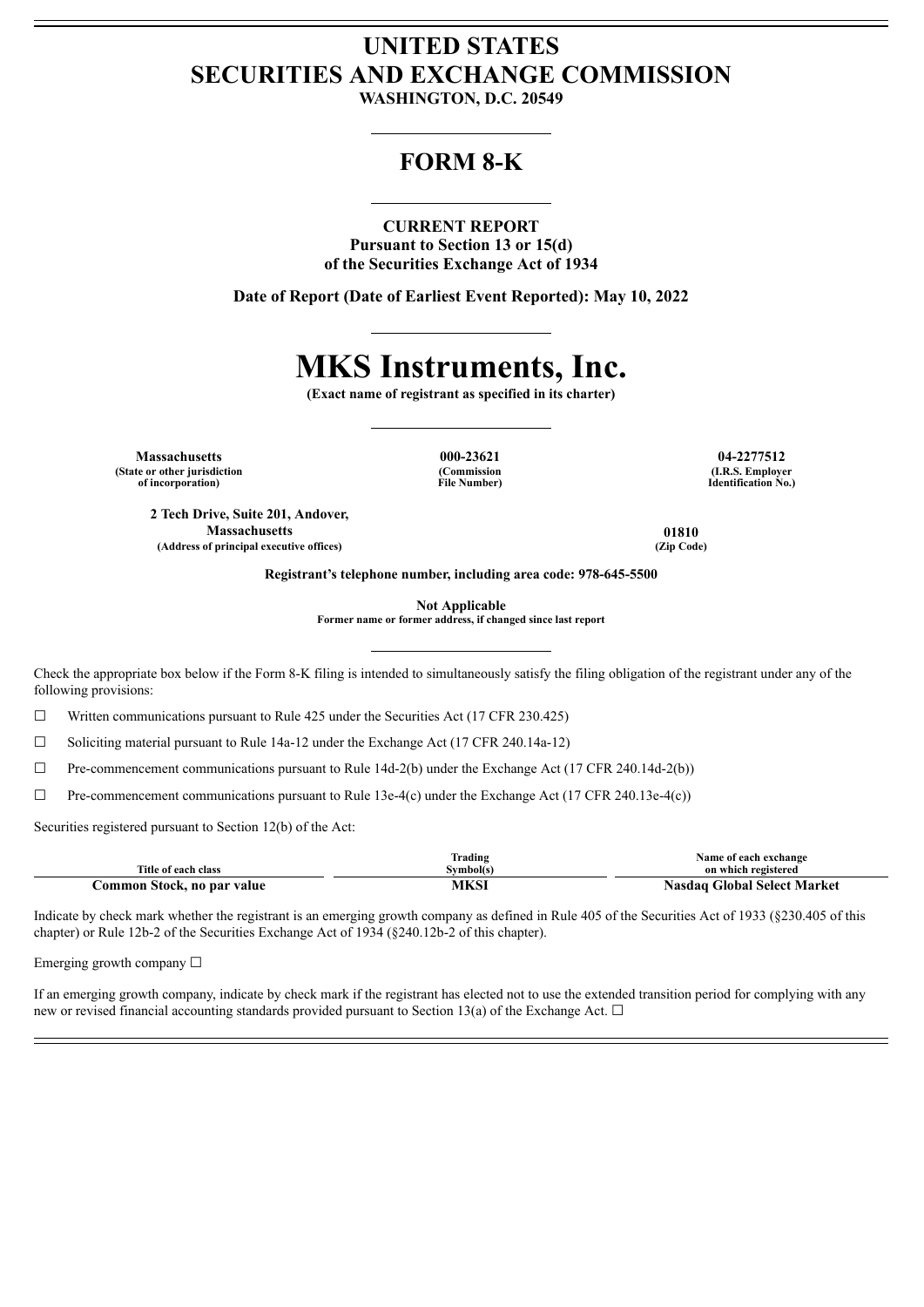# UNITED STATES
# SECURITIES AND EXCHANGE COMMISSION

**WASHINGTON, D.C. 20549**

## FORM 8-K

**CURRENT REPORT**
**Pursuant to Section 13 or 15(d)**
**of the Securities Exchange Act of 1934**

**Date of Report (Date of Earliest Event Reported): May 10, 2022**

# MKS Instruments, Inc.

**(Exact name of registrant as specified in its charter)**

| **Massachusetts** | **000-23621** | **04-2277512** |
|---|---|---|
| **(State or other jurisdiction of incorporation)** | **(Commission File Number)** | **(I.R.S. Employer Identification No.)** |

| **2 Tech Drive, Suite 201, Andover, Massachusetts** | **01810** |
|---|---|
| **(Address of principal executive offices)** | **(Zip Code)** |

**Registrant's telephone number, including area code: 978-645-5500**

**Not Applicable**
**Former name or former address, if changed since last report**

Check the appropriate box below if the Form 8-K filing is intended to simultaneously satisfy the filing obligation of the registrant under any of the following provisions:

☐ Written communications pursuant to Rule 425 under the Securities Act (17 CFR 230.425)

☐ Soliciting material pursuant to Rule 14a-12 under the Exchange Act (17 CFR 240.14a-12)

☐ Pre-commencement communications pursuant to Rule 14d-2(b) under the Exchange Act (17 CFR 240.14d-2(b))

☐ Pre-commencement communications pursuant to Rule 13e-4(c) under the Exchange Act (17 CFR 240.13e-4(c))

Securities registered pursuant to Section 12(b) of the Act:

| Title of each class | Trading Symbol(s) | Name of each exchange on which registered |
|---|---|---|
| **Common Stock, no par value** | **MKSI** | **Nasdaq Global Select Market** |

Indicate by check mark whether the registrant is an emerging growth company as defined in Rule 405 of the Securities Act of 1933 (§230.405 of this chapter) or Rule 12b-2 of the Securities Exchange Act of 1934 (§240.12b-2 of this chapter).

Emerging growth company ☐

If an emerging growth company, indicate by check mark if the registrant has elected not to use the extended transition period for complying with any new or revised financial accounting standards provided pursuant to Section 13(a) of the Exchange Act. ☐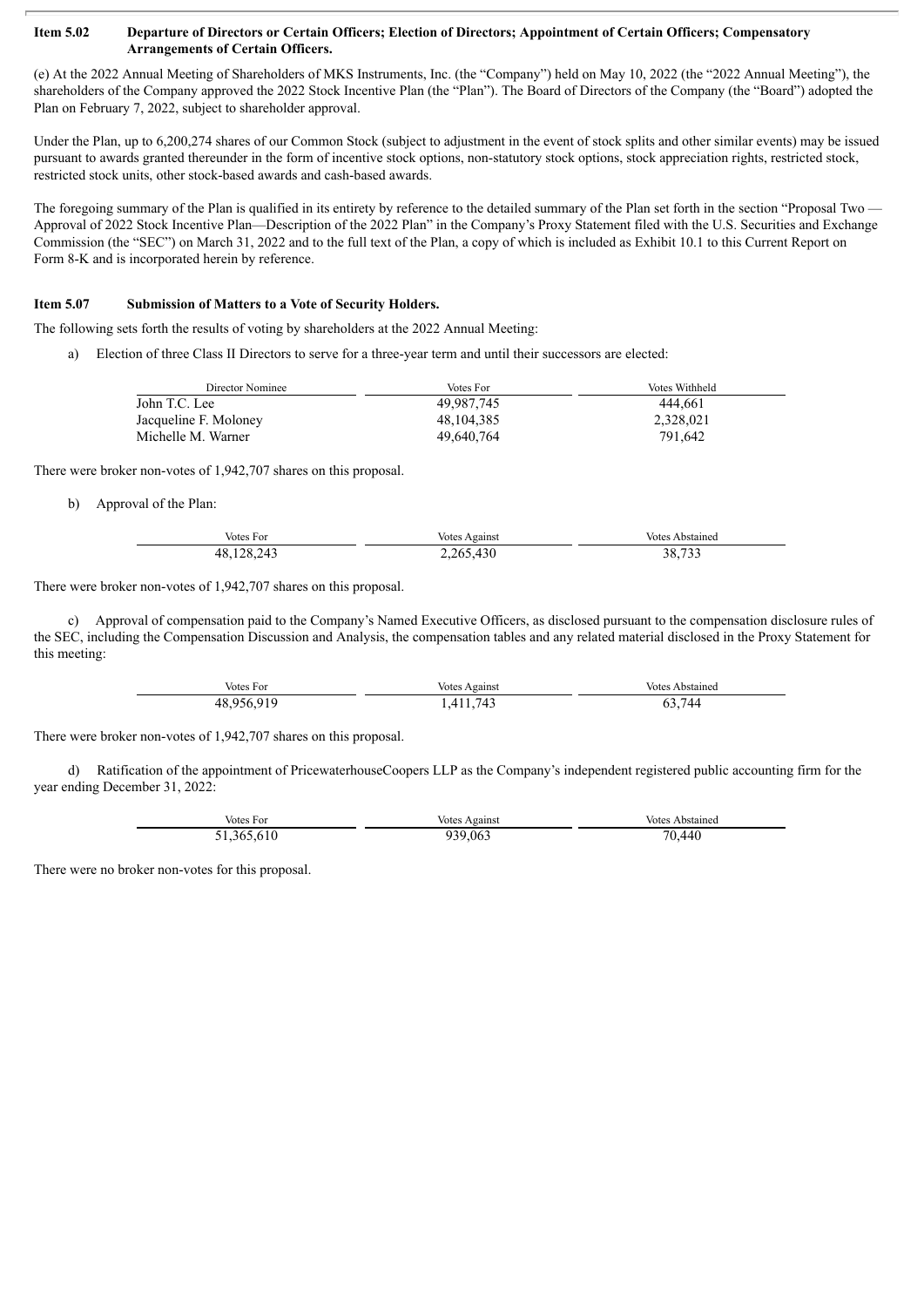**Item 5.02 Departure of Directors or Certain Officers; Election of Directors; Appointment of Certain Officers; Compensatory Arrangements of Certain Officers.**

(e) At the 2022 Annual Meeting of Shareholders of MKS Instruments, Inc. (the "Company") held on May 10, 2022 (the "2022 Annual Meeting"), the shareholders of the Company approved the 2022 Stock Incentive Plan (the "Plan"). The Board of Directors of the Company (the "Board") adopted the Plan on February 7, 2022, subject to shareholder approval.

Under the Plan, up to 6,200,274 shares of our Common Stock (subject to adjustment in the event of stock splits and other similar events) may be issued pursuant to awards granted thereunder in the form of incentive stock options, non-statutory stock options, stock appreciation rights, restricted stock, restricted stock units, other stock-based awards and cash-based awards.

The foregoing summary of the Plan is qualified in its entirety by reference to the detailed summary of the Plan set forth in the section "Proposal Two — Approval of 2022 Stock Incentive Plan—Description of the 2022 Plan" in the Company's Proxy Statement filed with the U.S. Securities and Exchange Commission (the "SEC") on March 31, 2022 and to the full text of the Plan, a copy of which is included as Exhibit 10.1 to this Current Report on Form 8-K and is incorporated herein by reference.

**Item 5.07 Submission of Matters to a Vote of Security Holders.**

The following sets forth the results of voting by shareholders at the 2022 Annual Meeting:

a) Election of three Class II Directors to serve for a three-year term and until their successors are elected:

| Director Nominee | Votes For | Votes Withheld |
|---|---|---|
| John T.C. Lee | 49,987,745 | 444,661 |
| Jacqueline F. Moloney | 48,104,385 | 2,328,021 |
| Michelle M. Warner | 49,640,764 | 791,642 |

There were broker non-votes of 1,942,707 shares on this proposal.

b) Approval of the Plan:

| Votes For | Votes Against | Votes Abstained |
|---|---|---|
| 48,128,243 | 2,265,430 | 38,733 |

There were broker non-votes of 1,942,707 shares on this proposal.

c) Approval of compensation paid to the Company's Named Executive Officers, as disclosed pursuant to the compensation disclosure rules of the SEC, including the Compensation Discussion and Analysis, the compensation tables and any related material disclosed in the Proxy Statement for this meeting:

| Votes For | Votes Against | Votes Abstained |
|---|---|---|
| 48,956,919 | 1,411,743 | 63,744 |

There were broker non-votes of 1,942,707 shares on this proposal.

d) Ratification of the appointment of PricewaterhouseCoopers LLP as the Company's independent registered public accounting firm for the year ending December 31, 2022:

| Votes For | Votes Against | Votes Abstained |
|---|---|---|
| 51,365,610 | 939,063 | 70,440 |

There were no broker non-votes for this proposal.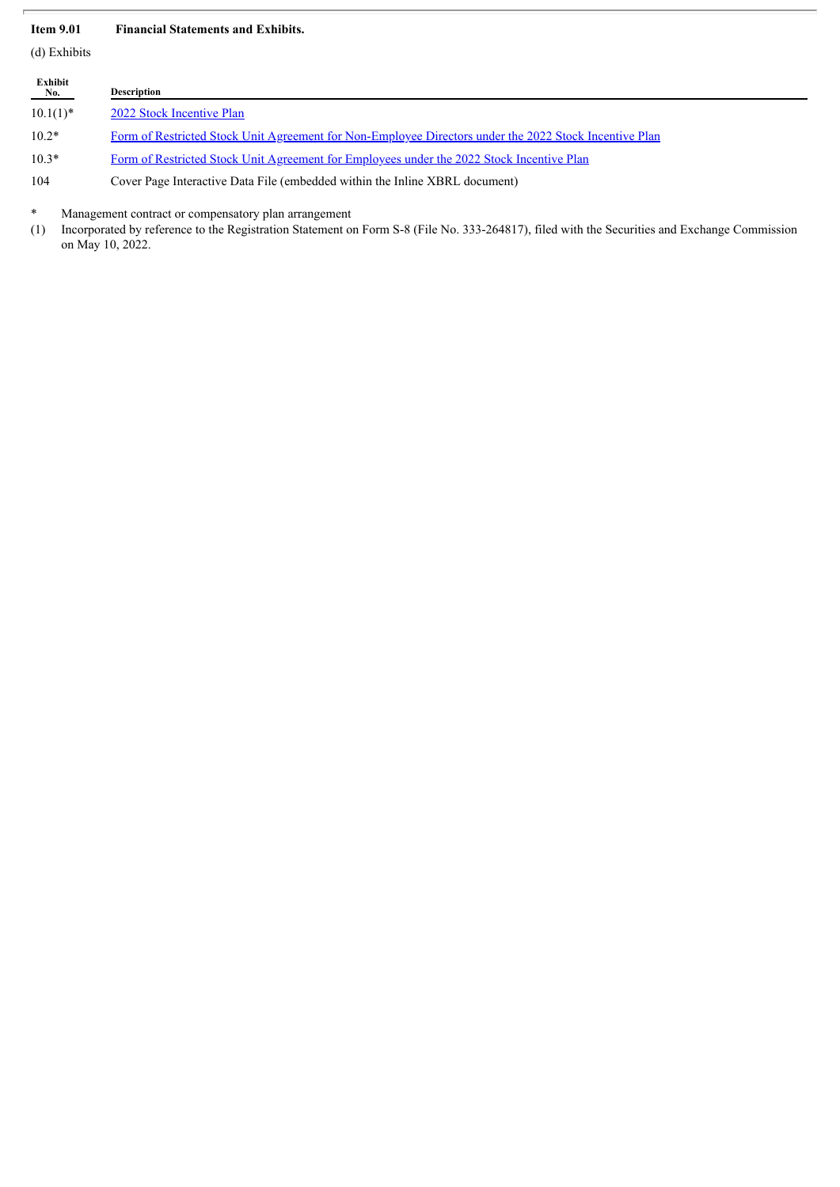**Item 9.01 Financial Statements and Exhibits.**

(d) Exhibits

| Exhibit No. | Description |
|---|---|
| 10.1(1)* | 2022 Stock Incentive Plan |
| 10.2* | Form of Restricted Stock Unit Agreement for Non-Employee Directors under the 2022 Stock Incentive Plan |
| 10.3* | Form of Restricted Stock Unit Agreement for Employees under the 2022 Stock Incentive Plan |
| 104 | Cover Page Interactive Data File (embedded within the Inline XBRL document) |

\* Management contract or compensatory plan arrangement

(1) Incorporated by reference to the Registration Statement on Form S-8 (File No. 333-264817), filed with the Securities and Exchange Commission on May 10, 2022.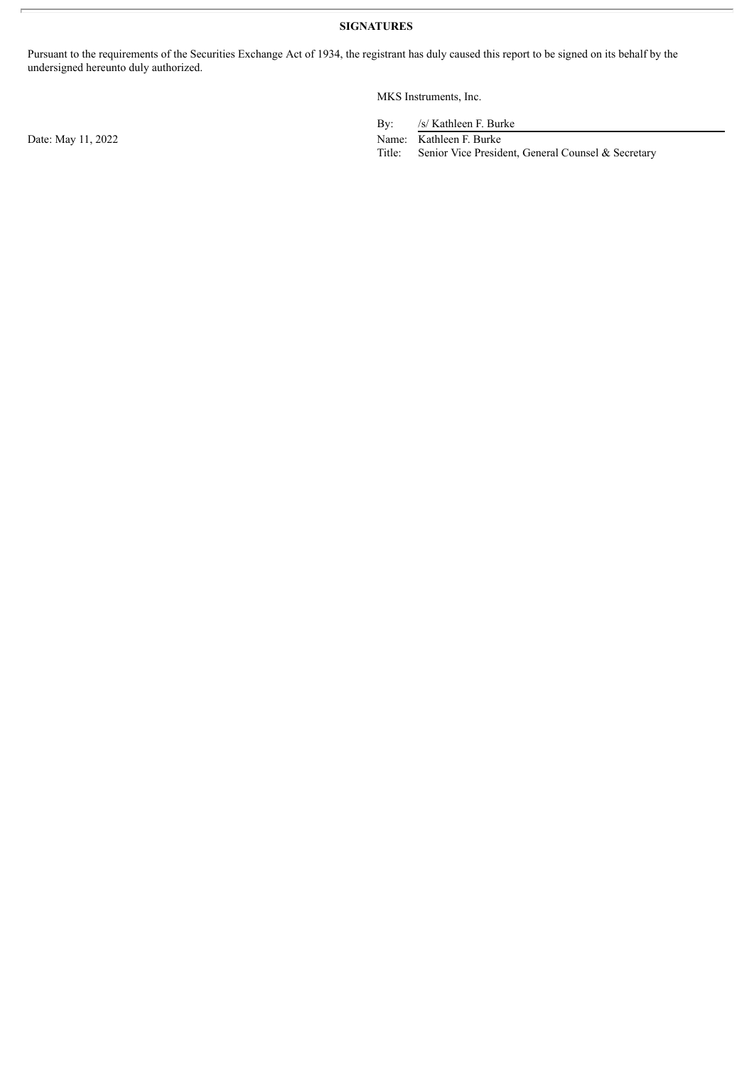**SIGNATURES**

Pursuant to the requirements of the Securities Exchange Act of 1934, the registrant has duly caused this report to be signed on its behalf by the undersigned hereunto duly authorized.

MKS Instruments, Inc.

Date: May 11, 2022

By: /s/ Kathleen F. Burke
Name: Kathleen F. Burke
Title: Senior Vice President, General Counsel & Secretary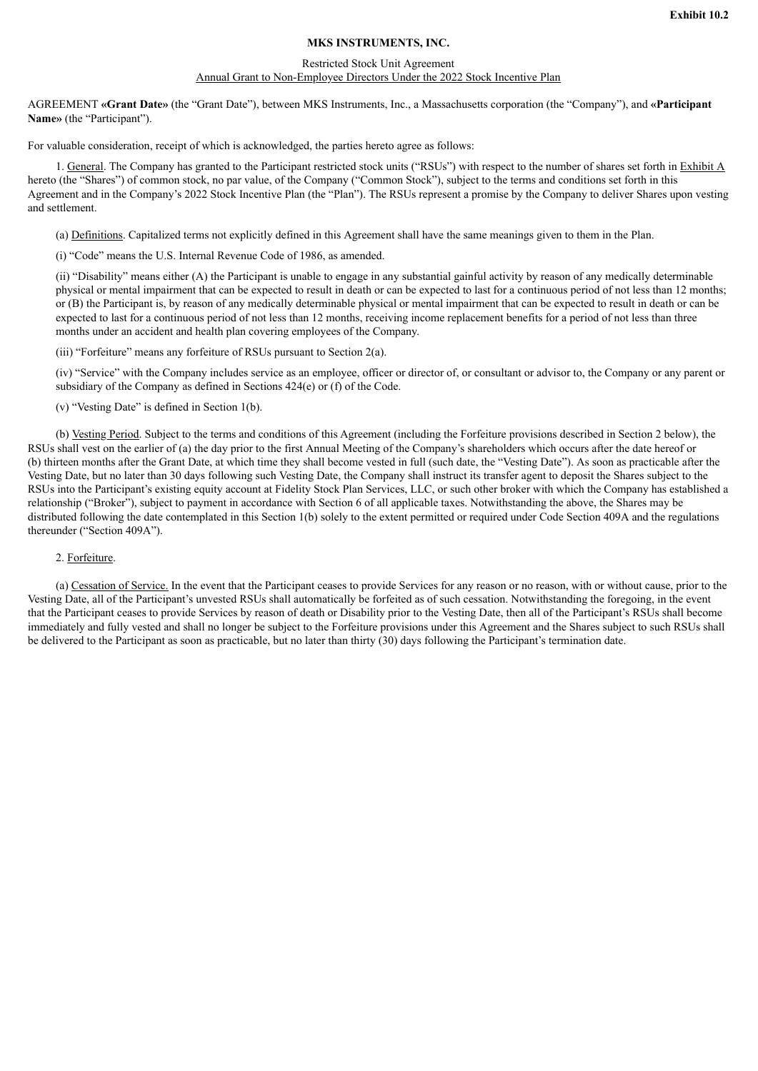**Exhibit 10.2**

**MKS INSTRUMENTS, INC.**

Restricted Stock Unit Agreement
Annual Grant to Non-Employee Directors Under the 2022 Stock Incentive Plan

AGREEMENT **«Grant Date»** (the "Grant Date"), between MKS Instruments, Inc., a Massachusetts corporation (the "Company"), and **«Participant Name»** (the "Participant").

For valuable consideration, receipt of which is acknowledged, the parties hereto agree as follows:

1. General. The Company has granted to the Participant restricted stock units ("RSUs") with respect to the number of shares set forth in Exhibit A hereto (the "Shares") of common stock, no par value, of the Company ("Common Stock"), subject to the terms and conditions set forth in this Agreement and in the Company's 2022 Stock Incentive Plan (the "Plan"). The RSUs represent a promise by the Company to deliver Shares upon vesting and settlement.

(a) Definitions. Capitalized terms not explicitly defined in this Agreement shall have the same meanings given to them in the Plan.

(i) "Code" means the U.S. Internal Revenue Code of 1986, as amended.

(ii) "Disability" means either (A) the Participant is unable to engage in any substantial gainful activity by reason of any medically determinable physical or mental impairment that can be expected to result in death or can be expected to last for a continuous period of not less than 12 months; or (B) the Participant is, by reason of any medically determinable physical or mental impairment that can be expected to result in death or can be expected to last for a continuous period of not less than 12 months, receiving income replacement benefits for a period of not less than three months under an accident and health plan covering employees of the Company.

(iii) "Forfeiture" means any forfeiture of RSUs pursuant to Section 2(a).

(iv) "Service" with the Company includes service as an employee, officer or director of, or consultant or advisor to, the Company or any parent or subsidiary of the Company as defined in Sections 424(e) or (f) of the Code.

(v) "Vesting Date" is defined in Section 1(b).

(b) Vesting Period. Subject to the terms and conditions of this Agreement (including the Forfeiture provisions described in Section 2 below), the RSUs shall vest on the earlier of (a) the day prior to the first Annual Meeting of the Company's shareholders which occurs after the date hereof or (b) thirteen months after the Grant Date, at which time they shall become vested in full (such date, the "Vesting Date"). As soon as practicable after the Vesting Date, but no later than 30 days following such Vesting Date, the Company shall instruct its transfer agent to deposit the Shares subject to the RSUs into the Participant's existing equity account at Fidelity Stock Plan Services, LLC, or such other broker with which the Company has established a relationship ("Broker"), subject to payment in accordance with Section 6 of all applicable taxes. Notwithstanding the above, the Shares may be distributed following the date contemplated in this Section 1(b) solely to the extent permitted or required under Code Section 409A and the regulations thereunder ("Section 409A").

2. Forfeiture.

(a) Cessation of Service. In the event that the Participant ceases to provide Services for any reason or no reason, with or without cause, prior to the Vesting Date, all of the Participant's unvested RSUs shall automatically be forfeited as of such cessation. Notwithstanding the foregoing, in the event that the Participant ceases to provide Services by reason of death or Disability prior to the Vesting Date, then all of the Participant's RSUs shall become immediately and fully vested and shall no longer be subject to the Forfeiture provisions under this Agreement and the Shares subject to such RSUs shall be delivered to the Participant as soon as practicable, but no later than thirty (30) days following the Participant's termination date.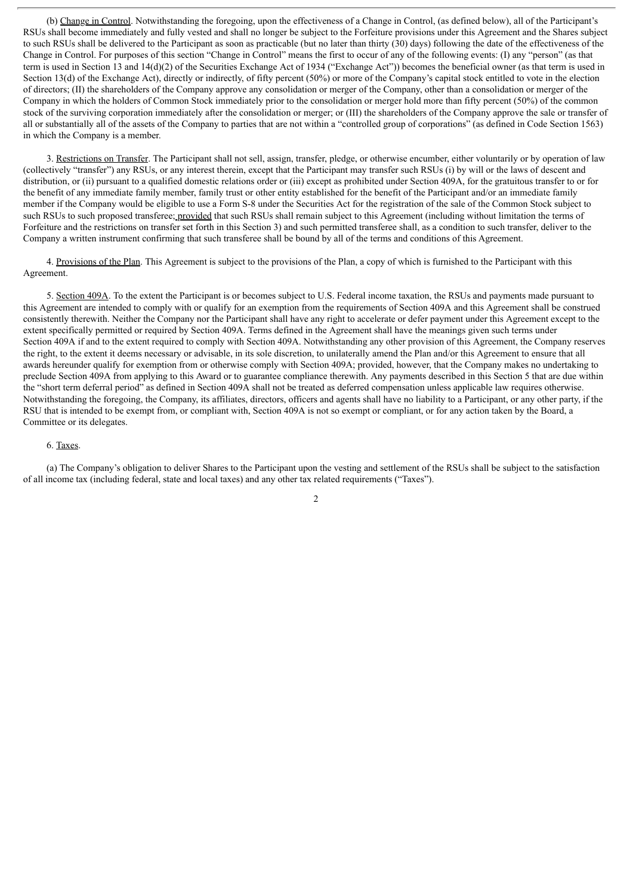(b) Change in Control. Notwithstanding the foregoing, upon the effectiveness of a Change in Control, (as defined below), all of the Participant's RSUs shall become immediately and fully vested and shall no longer be subject to the Forfeiture provisions under this Agreement and the Shares subject to such RSUs shall be delivered to the Participant as soon as practicable (but no later than thirty (30) days) following the date of the effectiveness of the Change in Control. For purposes of this section "Change in Control" means the first to occur of any of the following events: (I) any "person" (as that term is used in Section 13 and 14(d)(2) of the Securities Exchange Act of 1934 ("Exchange Act")) becomes the beneficial owner (as that term is used in Section 13(d) of the Exchange Act), directly or indirectly, of fifty percent (50%) or more of the Company's capital stock entitled to vote in the election of directors; (II) the shareholders of the Company approve any consolidation or merger of the Company, other than a consolidation or merger of the Company in which the holders of Common Stock immediately prior to the consolidation or merger hold more than fifty percent (50%) of the common stock of the surviving corporation immediately after the consolidation or merger; or (III) the shareholders of the Company approve the sale or transfer of all or substantially all of the assets of the Company to parties that are not within a "controlled group of corporations" (as defined in Code Section 1563) in which the Company is a member.

3. Restrictions on Transfer. The Participant shall not sell, assign, transfer, pledge, or otherwise encumber, either voluntarily or by operation of law (collectively "transfer") any RSUs, or any interest therein, except that the Participant may transfer such RSUs (i) by will or the laws of descent and distribution, or (ii) pursuant to a qualified domestic relations order or (iii) except as prohibited under Section 409A, for the gratuitous transfer to or for the benefit of any immediate family member, family trust or other entity established for the benefit of the Participant and/or an immediate family member if the Company would be eligible to use a Form S-8 under the Securities Act for the registration of the sale of the Common Stock subject to such RSUs to such proposed transferee; provided that such RSUs shall remain subject to this Agreement (including without limitation the terms of Forfeiture and the restrictions on transfer set forth in this Section 3) and such permitted transferee shall, as a condition to such transfer, deliver to the Company a written instrument confirming that such transferee shall be bound by all of the terms and conditions of this Agreement.

4. Provisions of the Plan. This Agreement is subject to the provisions of the Plan, a copy of which is furnished to the Participant with this Agreement.

5. Section 409A. To the extent the Participant is or becomes subject to U.S. Federal income taxation, the RSUs and payments made pursuant to this Agreement are intended to comply with or qualify for an exemption from the requirements of Section 409A and this Agreement shall be construed consistently therewith. Neither the Company nor the Participant shall have any right to accelerate or defer payment under this Agreement except to the extent specifically permitted or required by Section 409A. Terms defined in the Agreement shall have the meanings given such terms under Section 409A if and to the extent required to comply with Section 409A. Notwithstanding any other provision of this Agreement, the Company reserves the right, to the extent it deems necessary or advisable, in its sole discretion, to unilaterally amend the Plan and/or this Agreement to ensure that all awards hereunder qualify for exemption from or otherwise comply with Section 409A; provided, however, that the Company makes no undertaking to preclude Section 409A from applying to this Award or to guarantee compliance therewith. Any payments described in this Section 5 that are due within the "short term deferral period" as defined in Section 409A shall not be treated as deferred compensation unless applicable law requires otherwise. Notwithstanding the foregoing, the Company, its affiliates, directors, officers and agents shall have no liability to a Participant, or any other party, if the RSU that is intended to be exempt from, or compliant with, Section 409A is not so exempt or compliant, or for any action taken by the Board, a Committee or its delegates.

6. Taxes.

(a) The Company's obligation to deliver Shares to the Participant upon the vesting and settlement of the RSUs shall be subject to the satisfaction of all income tax (including federal, state and local taxes) and any other tax related requirements ("Taxes").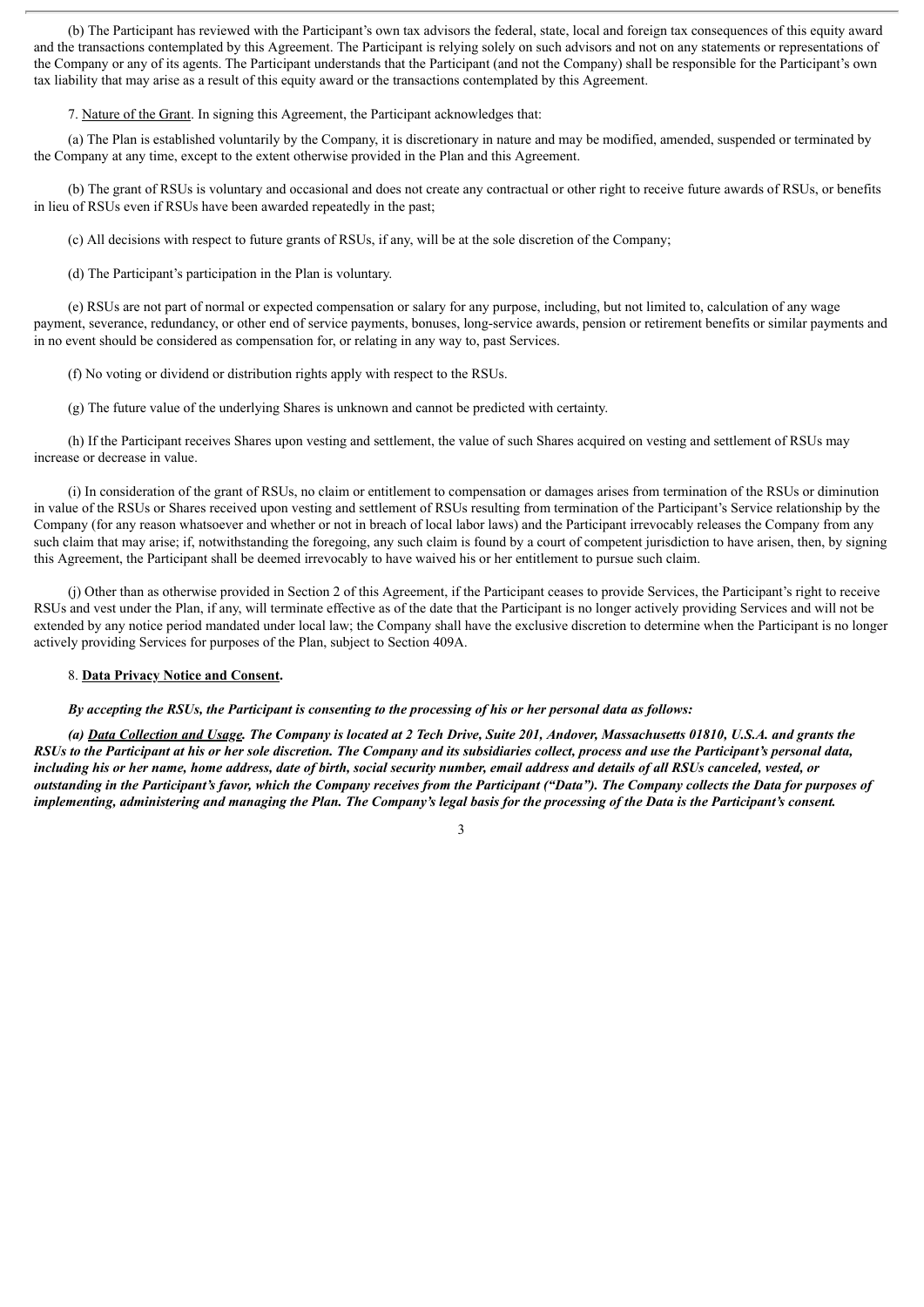(b) The Participant has reviewed with the Participant's own tax advisors the federal, state, local and foreign tax consequences of this equity award and the transactions contemplated by this Agreement. The Participant is relying solely on such advisors and not on any statements or representations of the Company or any of its agents. The Participant understands that the Participant (and not the Company) shall be responsible for the Participant's own tax liability that may arise as a result of this equity award or the transactions contemplated by this Agreement.

7. Nature of the Grant. In signing this Agreement, the Participant acknowledges that:

(a) The Plan is established voluntarily by the Company, it is discretionary in nature and may be modified, amended, suspended or terminated by the Company at any time, except to the extent otherwise provided in the Plan and this Agreement.

(b) The grant of RSUs is voluntary and occasional and does not create any contractual or other right to receive future awards of RSUs, or benefits in lieu of RSUs even if RSUs have been awarded repeatedly in the past;

(c) All decisions with respect to future grants of RSUs, if any, will be at the sole discretion of the Company;

(d) The Participant's participation in the Plan is voluntary.

(e) RSUs are not part of normal or expected compensation or salary for any purpose, including, but not limited to, calculation of any wage payment, severance, redundancy, or other end of service payments, bonuses, long-service awards, pension or retirement benefits or similar payments and in no event should be considered as compensation for, or relating in any way to, past Services.

(f) No voting or dividend or distribution rights apply with respect to the RSUs.

(g) The future value of the underlying Shares is unknown and cannot be predicted with certainty.

(h) If the Participant receives Shares upon vesting and settlement, the value of such Shares acquired on vesting and settlement of RSUs may increase or decrease in value.

(i) In consideration of the grant of RSUs, no claim or entitlement to compensation or damages arises from termination of the RSUs or diminution in value of the RSUs or Shares received upon vesting and settlement of RSUs resulting from termination of the Participant's Service relationship by the Company (for any reason whatsoever and whether or not in breach of local labor laws) and the Participant irrevocably releases the Company from any such claim that may arise; if, notwithstanding the foregoing, any such claim is found by a court of competent jurisdiction to have arisen, then, by signing this Agreement, the Participant shall be deemed irrevocably to have waived his or her entitlement to pursue such claim.

(j) Other than as otherwise provided in Section 2 of this Agreement, if the Participant ceases to provide Services, the Participant's right to receive RSUs and vest under the Plan, if any, will terminate effective as of the date that the Participant is no longer actively providing Services and will not be extended by any notice period mandated under local law; the Company shall have the exclusive discretion to determine when the Participant is no longer actively providing Services for purposes of the Plan, subject to Section 409A.

8. **Data Privacy Notice and Consent.**

***By accepting the RSUs, the Participant is consenting to the processing of his or her personal data as follows:***

***(a) Data Collection and Usage. The Company is located at 2 Tech Drive, Suite 201, Andover, Massachusetts 01810, U.S.A. and grants the RSUs to the Participant at his or her sole discretion. The Company and its subsidiaries collect, process and use the Participant's personal data, including his or her name, home address, date of birth, social security number, email address and details of all RSUs canceled, vested, or outstanding in the Participant's favor, which the Company receives from the Participant ("Data"). The Company collects the Data for purposes of implementing, administering and managing the Plan. The Company's legal basis for the processing of the Data is the Participant's consent.***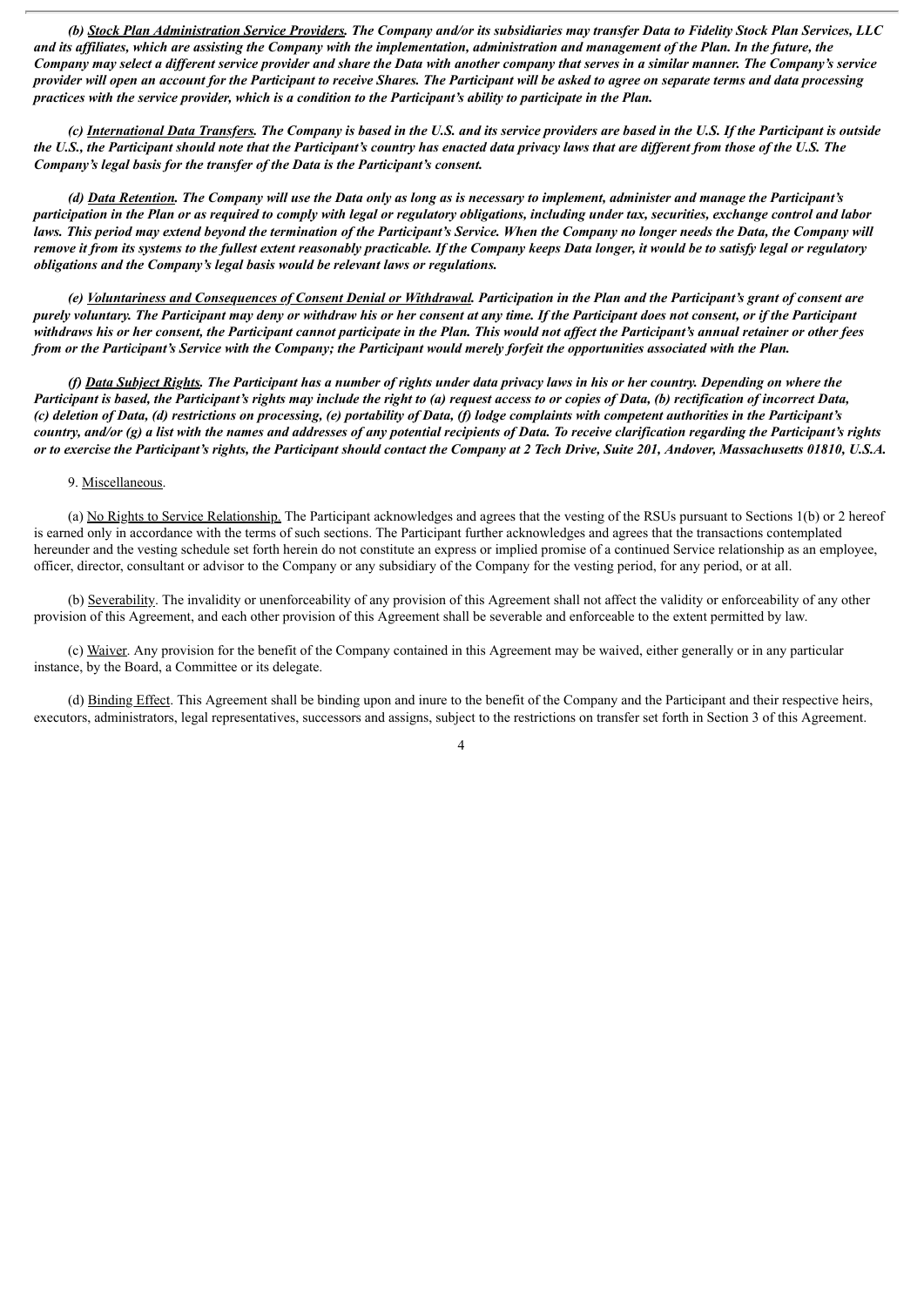***(b) Stock Plan Administration Service Providers.*** ***The Company and/or its subsidiaries may transfer Data to Fidelity Stock Plan Services, LLC and its affiliates, which are assisting the Company with the implementation, administration and management of the Plan. In the future, the Company may select a different service provider and share the Data with another company that serves in a similar manner. The Company's service provider will open an account for the Participant to receive Shares. The Participant will be asked to agree on separate terms and data processing practices with the service provider, which is a condition to the Participant's ability to participate in the Plan.***

***(c) International Data Transfers.*** ***The Company is based in the U.S. and its service providers are based in the U.S. If the Participant is outside the U.S., the Participant should note that the Participant's country has enacted data privacy laws that are different from those of the U.S. The Company's legal basis for the transfer of the Data is the Participant's consent.***

***(d) Data Retention.*** ***The Company will use the Data only as long as is necessary to implement, administer and manage the Participant's participation in the Plan or as required to comply with legal or regulatory obligations, including under tax, securities, exchange control and labor laws. This period may extend beyond the termination of the Participant's Service. When the Company no longer needs the Data, the Company will remove it from its systems to the fullest extent reasonably practicable. If the Company keeps Data longer, it would be to satisfy legal or regulatory obligations and the Company's legal basis would be relevant laws or regulations.***

***(e) Voluntariness and Consequences of Consent Denial or Withdrawal.*** ***Participation in the Plan and the Participant's grant of consent are purely voluntary. The Participant may deny or withdraw his or her consent at any time. If the Participant does not consent, or if the Participant withdraws his or her consent, the Participant cannot participate in the Plan. This would not affect the Participant's annual retainer or other fees from or the Participant's Service with the Company; the Participant would merely forfeit the opportunities associated with the Plan.***

***(f) Data Subject Rights.*** ***The Participant has a number of rights under data privacy laws in his or her country. Depending on where the Participant is based, the Participant's rights may include the right to (a) request access to or copies of Data, (b) rectification of incorrect Data, (c) deletion of Data, (d) restrictions on processing, (e) portability of Data, (f) lodge complaints with competent authorities in the Participant's country, and/or (g) a list with the names and addresses of any potential recipients of Data. To receive clarification regarding the Participant's rights or to exercise the Participant's rights, the Participant should contact the Company at 2 Tech Drive, Suite 201, Andover, Massachusetts 01810, U.S.A.***

9. Miscellaneous.

(a) No Rights to Service Relationship. The Participant acknowledges and agrees that the vesting of the RSUs pursuant to Sections 1(b) or 2 hereof is earned only in accordance with the terms of such sections. The Participant further acknowledges and agrees that the transactions contemplated hereunder and the vesting schedule set forth herein do not constitute an express or implied promise of a continued Service relationship as an employee, officer, director, consultant or advisor to the Company or any subsidiary of the Company for the vesting period, for any period, or at all.

(b) Severability. The invalidity or unenforceability of any provision of this Agreement shall not affect the validity or enforceability of any other provision of this Agreement, and each other provision of this Agreement shall be severable and enforceable to the extent permitted by law.

(c) Waiver. Any provision for the benefit of the Company contained in this Agreement may be waived, either generally or in any particular instance, by the Board, a Committee or its delegate.

(d) Binding Effect. This Agreement shall be binding upon and inure to the benefit of the Company and the Participant and their respective heirs, executors, administrators, legal representatives, successors and assigns, subject to the restrictions on transfer set forth in Section 3 of this Agreement.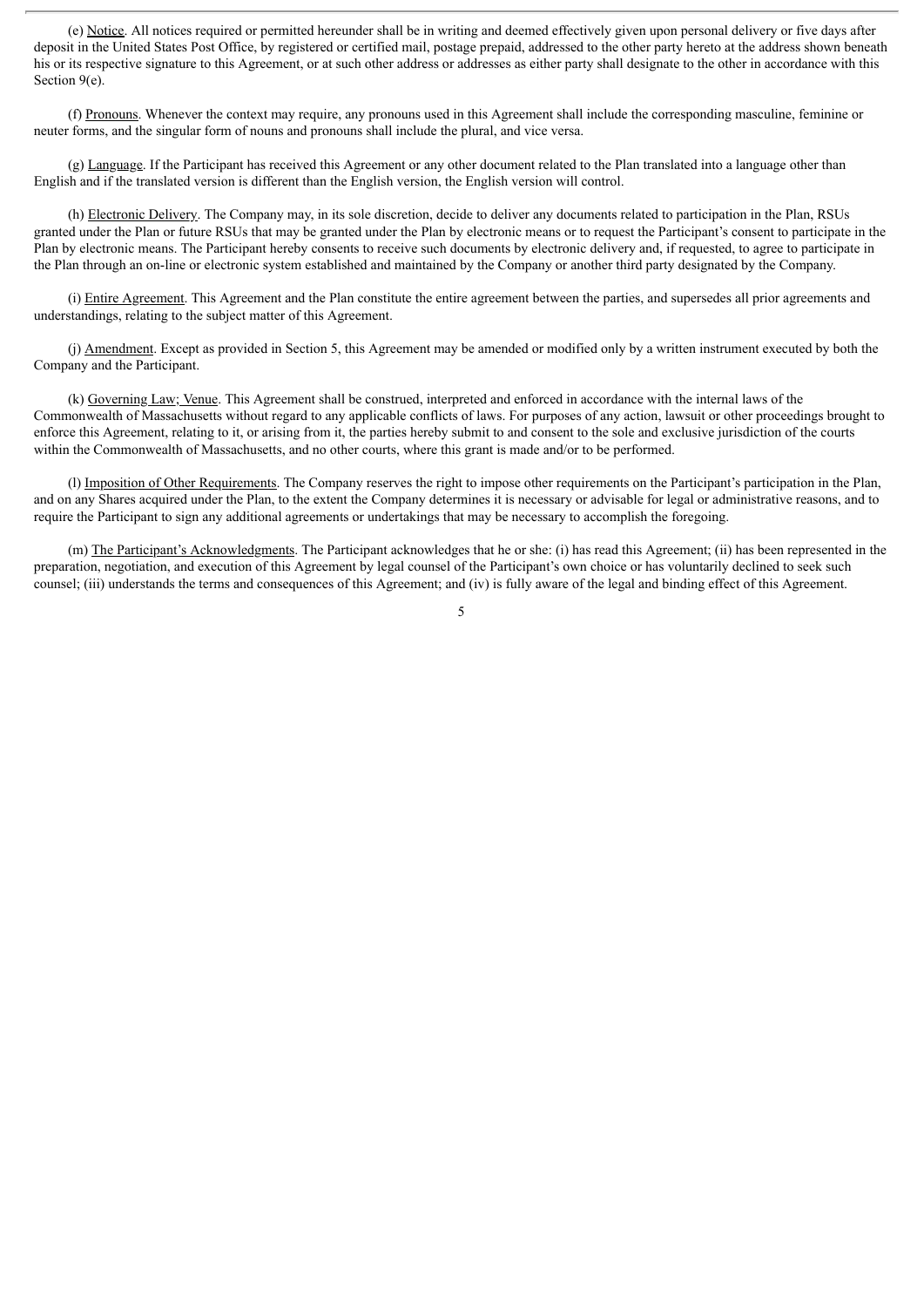(e) Notice. All notices required or permitted hereunder shall be in writing and deemed effectively given upon personal delivery or five days after deposit in the United States Post Office, by registered or certified mail, postage prepaid, addressed to the other party hereto at the address shown beneath his or its respective signature to this Agreement, or at such other address or addresses as either party shall designate to the other in accordance with this Section 9(e).

(f) Pronouns. Whenever the context may require, any pronouns used in this Agreement shall include the corresponding masculine, feminine or neuter forms, and the singular form of nouns and pronouns shall include the plural, and vice versa.

(g) Language. If the Participant has received this Agreement or any other document related to the Plan translated into a language other than English and if the translated version is different than the English version, the English version will control.

(h) Electronic Delivery. The Company may, in its sole discretion, decide to deliver any documents related to participation in the Plan, RSUs granted under the Plan or future RSUs that may be granted under the Plan by electronic means or to request the Participant's consent to participate in the Plan by electronic means. The Participant hereby consents to receive such documents by electronic delivery and, if requested, to agree to participate in the Plan through an on-line or electronic system established and maintained by the Company or another third party designated by the Company.

(i) Entire Agreement. This Agreement and the Plan constitute the entire agreement between the parties, and supersedes all prior agreements and understandings, relating to the subject matter of this Agreement.

(j) Amendment. Except as provided in Section 5, this Agreement may be amended or modified only by a written instrument executed by both the Company and the Participant.

(k) Governing Law; Venue. This Agreement shall be construed, interpreted and enforced in accordance with the internal laws of the Commonwealth of Massachusetts without regard to any applicable conflicts of laws. For purposes of any action, lawsuit or other proceedings brought to enforce this Agreement, relating to it, or arising from it, the parties hereby submit to and consent to the sole and exclusive jurisdiction of the courts within the Commonwealth of Massachusetts, and no other courts, where this grant is made and/or to be performed.

(l) Imposition of Other Requirements. The Company reserves the right to impose other requirements on the Participant's participation in the Plan, and on any Shares acquired under the Plan, to the extent the Company determines it is necessary or advisable for legal or administrative reasons, and to require the Participant to sign any additional agreements or undertakings that may be necessary to accomplish the foregoing.

(m) The Participant's Acknowledgments. The Participant acknowledges that he or she: (i) has read this Agreement; (ii) has been represented in the preparation, negotiation, and execution of this Agreement by legal counsel of the Participant's own choice or has voluntarily declined to seek such counsel; (iii) understands the terms and consequences of this Agreement; and (iv) is fully aware of the legal and binding effect of this Agreement.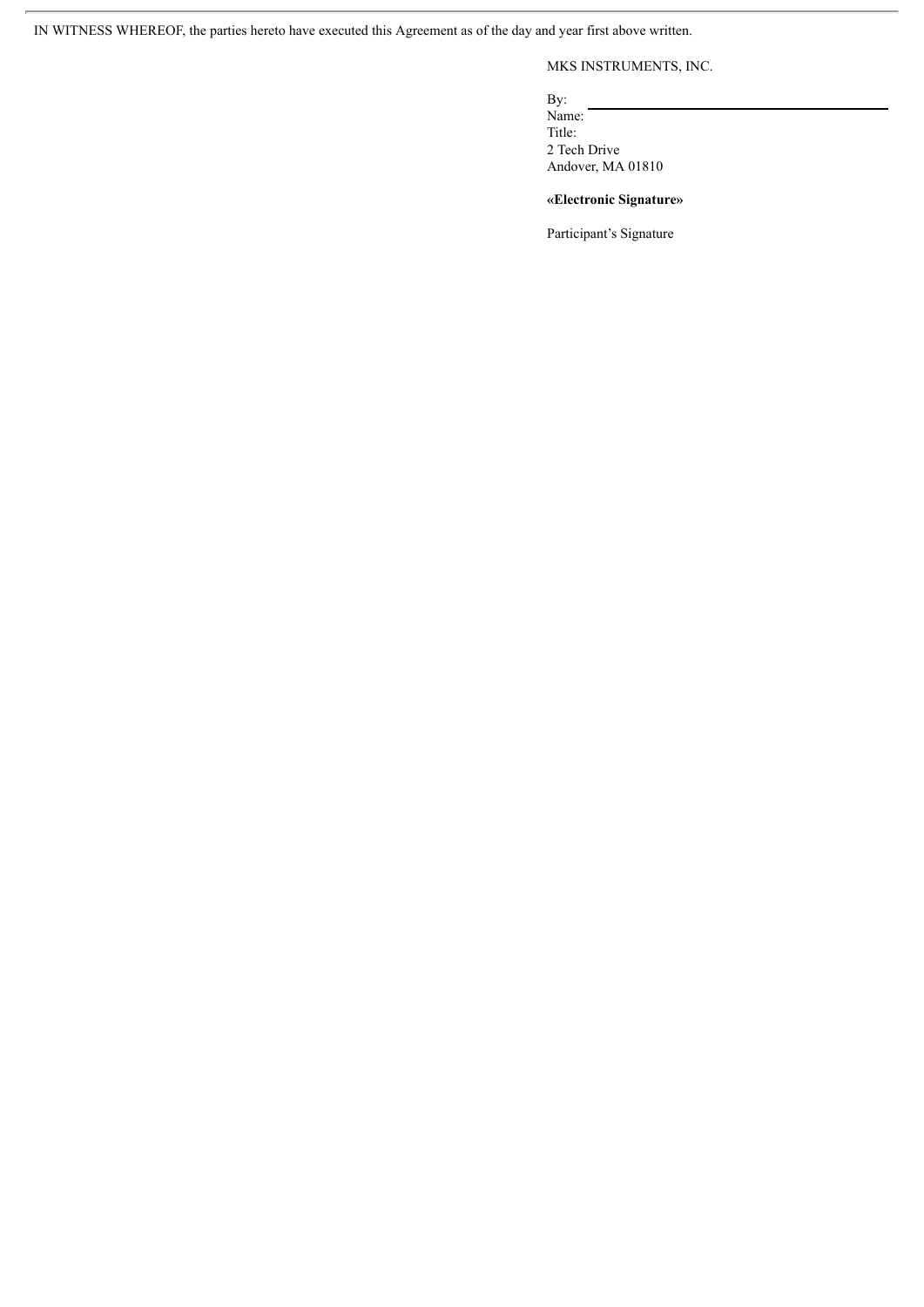IN WITNESS WHEREOF, the parties hereto have executed this Agreement as of the day and year first above written.

MKS INSTRUMENTS, INC.

By: \_\_\_\_\_\_\_\_\_\_\_\_\_\_\_\_\_\_\_\_\_\_\_\_\_\_\_\_\_\_\_\_\_\_\_\_
Name:
Title:
2 Tech Drive
Andover, MA 01810

**«Electronic Signature»**

Participant's Signature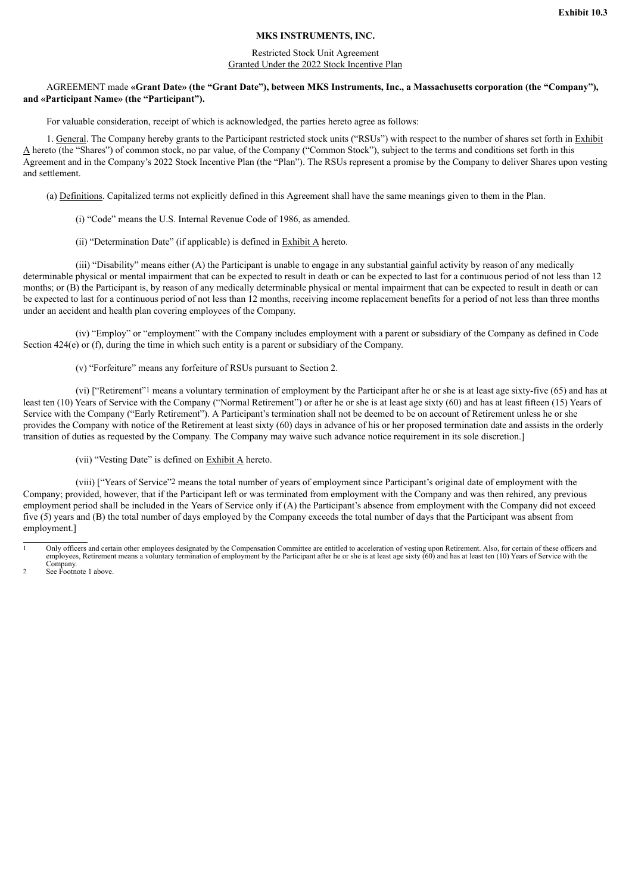**Exhibit 10.3**

**MKS INSTRUMENTS, INC.**

Restricted Stock Unit Agreement
Granted Under the 2022 Stock Incentive Plan

AGREEMENT made **«Grant Date» (the "Grant Date"), between MKS Instruments, Inc., a Massachusetts corporation (the "Company"), and «Participant Name» (the "Participant").**

For valuable consideration, receipt of which is acknowledged, the parties hereto agree as follows:

1. General. The Company hereby grants to the Participant restricted stock units ("RSUs") with respect to the number of shares set forth in Exhibit A hereto (the "Shares") of common stock, no par value, of the Company ("Common Stock"), subject to the terms and conditions set forth in this Agreement and in the Company's 2022 Stock Incentive Plan (the "Plan"). The RSUs represent a promise by the Company to deliver Shares upon vesting and settlement.

(a) Definitions. Capitalized terms not explicitly defined in this Agreement shall have the same meanings given to them in the Plan.

(i) "Code" means the U.S. Internal Revenue Code of 1986, as amended.

(ii) "Determination Date" (if applicable) is defined in Exhibit A hereto.

(iii) "Disability" means either (A) the Participant is unable to engage in any substantial gainful activity by reason of any medically determinable physical or mental impairment that can be expected to result in death or can be expected to last for a continuous period of not less than 12 months; or (B) the Participant is, by reason of any medically determinable physical or mental impairment that can be expected to result in death or can be expected to last for a continuous period of not less than 12 months, receiving income replacement benefits for a period of not less than three months under an accident and health plan covering employees of the Company.

(iv) "Employ" or "employment" with the Company includes employment with a parent or subsidiary of the Company as defined in Code Section 424(e) or (f), during the time in which such entity is a parent or subsidiary of the Company.

(v) "Forfeiture" means any forfeiture of RSUs pursuant to Section 2.

(vi) ["Retirement"[1] means a voluntary termination of employment by the Participant after he or she is at least age sixty-five (65) and has at least ten (10) Years of Service with the Company ("Normal Retirement") or after he or she is at least age sixty (60) and has at least fifteen (15) Years of Service with the Company ("Early Retirement"). A Participant's termination shall not be deemed to be on account of Retirement unless he or she provides the Company with notice of the Retirement at least sixty (60) days in advance of his or her proposed termination date and assists in the orderly transition of duties as requested by the Company. The Company may waive such advance notice requirement in its sole discretion.]

(vii) "Vesting Date" is defined on Exhibit A hereto.

(viii) ["Years of Service"[2] means the total number of years of employment since Participant's original date of employment with the Company; provided, however, that if the Participant left or was terminated from employment with the Company and was then rehired, any previous employment period shall be included in the Years of Service only if (A) the Participant's absence from employment with the Company did not exceed five (5) years and (B) the total number of days employed by the Company exceeds the total number of days that the Participant was absent from employment.]

---

[1] Only officers and certain other employees designated by the Compensation Committee are entitled to acceleration of vesting upon Retirement. Also, for certain of these officers and employees, Retirement means a voluntary termination of employment by the Participant after he or she is at least age sixty (60) and has at least ten (10) Years of Service with the Company.

[2] See Footnote 1 above.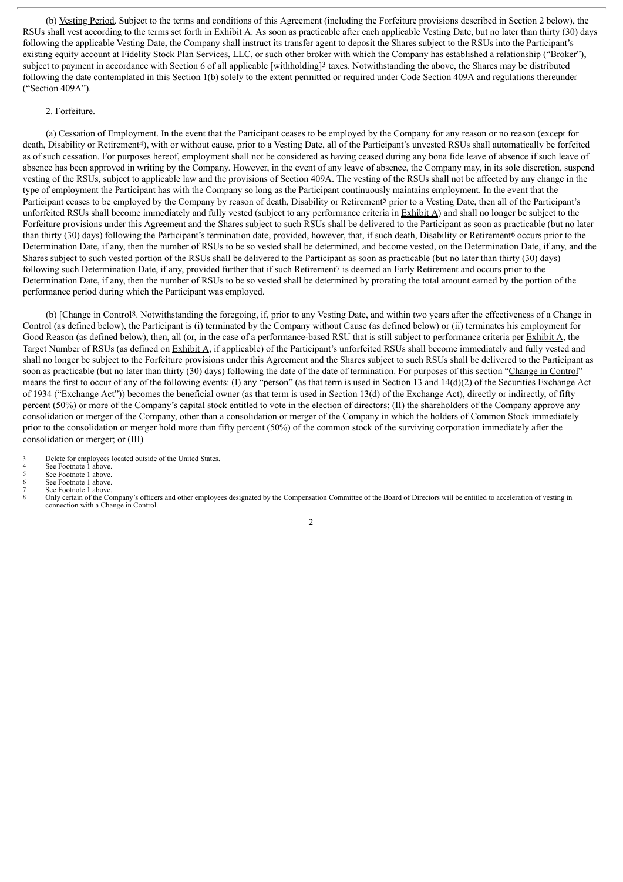(b) Vesting Period. Subject to the terms and conditions of this Agreement (including the Forfeiture provisions described in Section 2 below), the RSUs shall vest according to the terms set forth in Exhibit A. As soon as practicable after each applicable Vesting Date, but no later than thirty (30) days following the applicable Vesting Date, the Company shall instruct its transfer agent to deposit the Shares subject to the RSUs into the Participant's existing equity account at Fidelity Stock Plan Services, LLC, or such other broker with which the Company has established a relationship ("Broker"), subject to payment in accordance with Section 6 of all applicable [withholding][3] taxes. Notwithstanding the above, the Shares may be distributed following the date contemplated in this Section 1(b) solely to the extent permitted or required under Code Section 409A and regulations thereunder ("Section 409A").

2. Forfeiture.

(a) Cessation of Employment. In the event that the Participant ceases to be employed by the Company for any reason or no reason (except for death, Disability or Retirement[4]), with or without cause, prior to a Vesting Date, all of the Participant's unvested RSUs shall automatically be forfeited as of such cessation. For purposes hereof, employment shall not be considered as having ceased during any bona fide leave of absence if such leave of absence has been approved in writing by the Company. However, in the event of any leave of absence, the Company may, in its sole discretion, suspend vesting of the RSUs, subject to applicable law and the provisions of Section 409A. The vesting of the RSUs shall not be affected by any change in the type of employment the Participant has with the Company so long as the Participant continuously maintains employment. In the event that the Participant ceases to be employed by the Company by reason of death, Disability or Retirement[5] prior to a Vesting Date, then all of the Participant's unforfeited RSUs shall become immediately and fully vested (subject to any performance criteria in Exhibit A) and shall no longer be subject to the Forfeiture provisions under this Agreement and the Shares subject to such RSUs shall be delivered to the Participant as soon as practicable (but no later than thirty (30) days) following the Participant's termination date, provided, however, that, if such death, Disability or Retirement[6] occurs prior to the Determination Date, if any, then the number of RSUs to be so vested shall be determined, and become vested, on the Determination Date, if any, and the Shares subject to such vested portion of the RSUs shall be delivered to the Participant as soon as practicable (but no later than thirty (30) days) following such Determination Date, if any, provided further that if such Retirement[7] is deemed an Early Retirement and occurs prior to the Determination Date, if any, then the number of RSUs to be so vested shall be determined by prorating the total amount earned by the portion of the performance period during which the Participant was employed.

(b) [Change in Control[8]. Notwithstanding the foregoing, if, prior to any Vesting Date, and within two years after the effectiveness of a Change in Control (as defined below), the Participant is (i) terminated by the Company without Cause (as defined below) or (ii) terminates his employment for Good Reason (as defined below), then, all (or, in the case of a performance-based RSU that is still subject to performance criteria per Exhibit A, the Target Number of RSUs (as defined on Exhibit A, if applicable) of the Participant's unforfeited RSUs shall become immediately and fully vested and shall no longer be subject to the Forfeiture provisions under this Agreement and the Shares subject to such RSUs shall be delivered to the Participant as soon as practicable (but no later than thirty (30) days) following the date of the date of termination. For purposes of this section "Change in Control" means the first to occur of any of the following events: (I) any "person" (as that term is used in Section 13 and 14(d)(2) of the Securities Exchange Act of 1934 ("Exchange Act")) becomes the beneficial owner (as that term is used in Section 13(d) of the Exchange Act), directly or indirectly, of fifty percent (50%) or more of the Company's capital stock entitled to vote in the election of directors; (II) the shareholders of the Company approve any consolidation or merger of the Company, other than a consolidation or merger of the Company in which the holders of Common Stock immediately prior to the consolidation or merger hold more than fifty percent (50%) of the common stock of the surviving corporation immediately after the consolidation or merger; or (III)

---

[3] Delete for employees located outside of the United States.

[4] See Footnote 1 above.

[5] See Footnote 1 above.

[6] See Footnote 1 above.

[7] See Footnote 1 above.

[8] Only certain of the Company's officers and other employees designated by the Compensation Committee of the Board of Directors will be entitled to acceleration of vesting in connection with a Change in Control.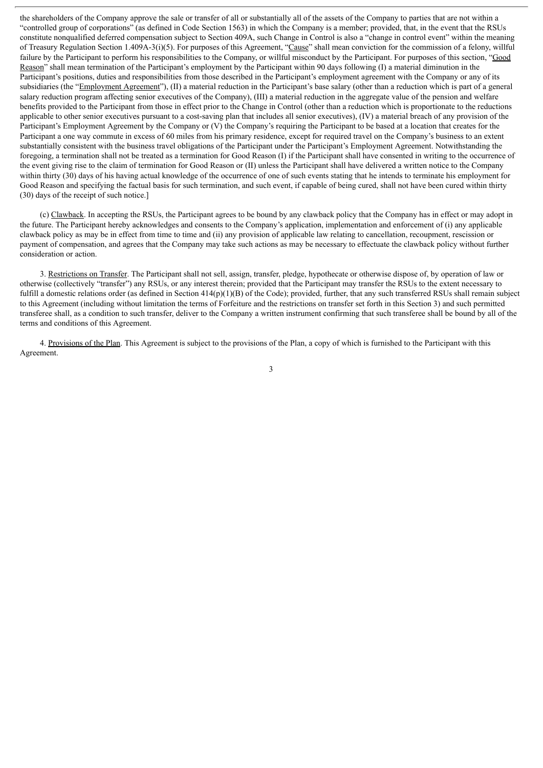the shareholders of the Company approve the sale or transfer of all or substantially all of the assets of the Company to parties that are not within a "controlled group of corporations" (as defined in Code Section 1563) in which the Company is a member; provided, that, in the event that the RSUs constitute nonqualified deferred compensation subject to Section 409A, such Change in Control is also a "change in control event" within the meaning of Treasury Regulation Section 1.409A-3(i)(5). For purposes of this Agreement, "Cause" shall mean conviction for the commission of a felony, willful failure by the Participant to perform his responsibilities to the Company, or willful misconduct by the Participant. For purposes of this section, "Good Reason" shall mean termination of the Participant's employment by the Participant within 90 days following (I) a material diminution in the Participant's positions, duties and responsibilities from those described in the Participant's employment agreement with the Company or any of its subsidiaries (the "Employment Agreement"), (II) a material reduction in the Participant's base salary (other than a reduction which is part of a general salary reduction program affecting senior executives of the Company), (III) a material reduction in the aggregate value of the pension and welfare benefits provided to the Participant from those in effect prior to the Change in Control (other than a reduction which is proportionate to the reductions applicable to other senior executives pursuant to a cost-saving plan that includes all senior executives), (IV) a material breach of any provision of the Participant's Employment Agreement by the Company or (V) the Company's requiring the Participant to be based at a location that creates for the Participant a one way commute in excess of 60 miles from his primary residence, except for required travel on the Company's business to an extent substantially consistent with the business travel obligations of the Participant under the Participant's Employment Agreement. Notwithstanding the foregoing, a termination shall not be treated as a termination for Good Reason (I) if the Participant shall have consented in writing to the occurrence of the event giving rise to the claim of termination for Good Reason or (II) unless the Participant shall have delivered a written notice to the Company within thirty (30) days of his having actual knowledge of the occurrence of one of such events stating that he intends to terminate his employment for Good Reason and specifying the factual basis for such termination, and such event, if capable of being cured, shall not have been cured within thirty (30) days of the receipt of such notice.]

(c) Clawback. In accepting the RSUs, the Participant agrees to be bound by any clawback policy that the Company has in effect or may adopt in the future. The Participant hereby acknowledges and consents to the Company's application, implementation and enforcement of (i) any applicable clawback policy as may be in effect from time to time and (ii) any provision of applicable law relating to cancellation, recoupment, rescission or payment of compensation, and agrees that the Company may take such actions as may be necessary to effectuate the clawback policy without further consideration or action.

3. Restrictions on Transfer. The Participant shall not sell, assign, transfer, pledge, hypothecate or otherwise dispose of, by operation of law or otherwise (collectively "transfer") any RSUs, or any interest therein; provided that the Participant may transfer the RSUs to the extent necessary to fulfill a domestic relations order (as defined in Section 414(p)(1)(B) of the Code); provided, further, that any such transferred RSUs shall remain subject to this Agreement (including without limitation the terms of Forfeiture and the restrictions on transfer set forth in this Section 3) and such permitted transferee shall, as a condition to such transfer, deliver to the Company a written instrument confirming that such transferee shall be bound by all of the terms and conditions of this Agreement.

4. Provisions of the Plan. This Agreement is subject to the provisions of the Plan, a copy of which is furnished to the Participant with this Agreement.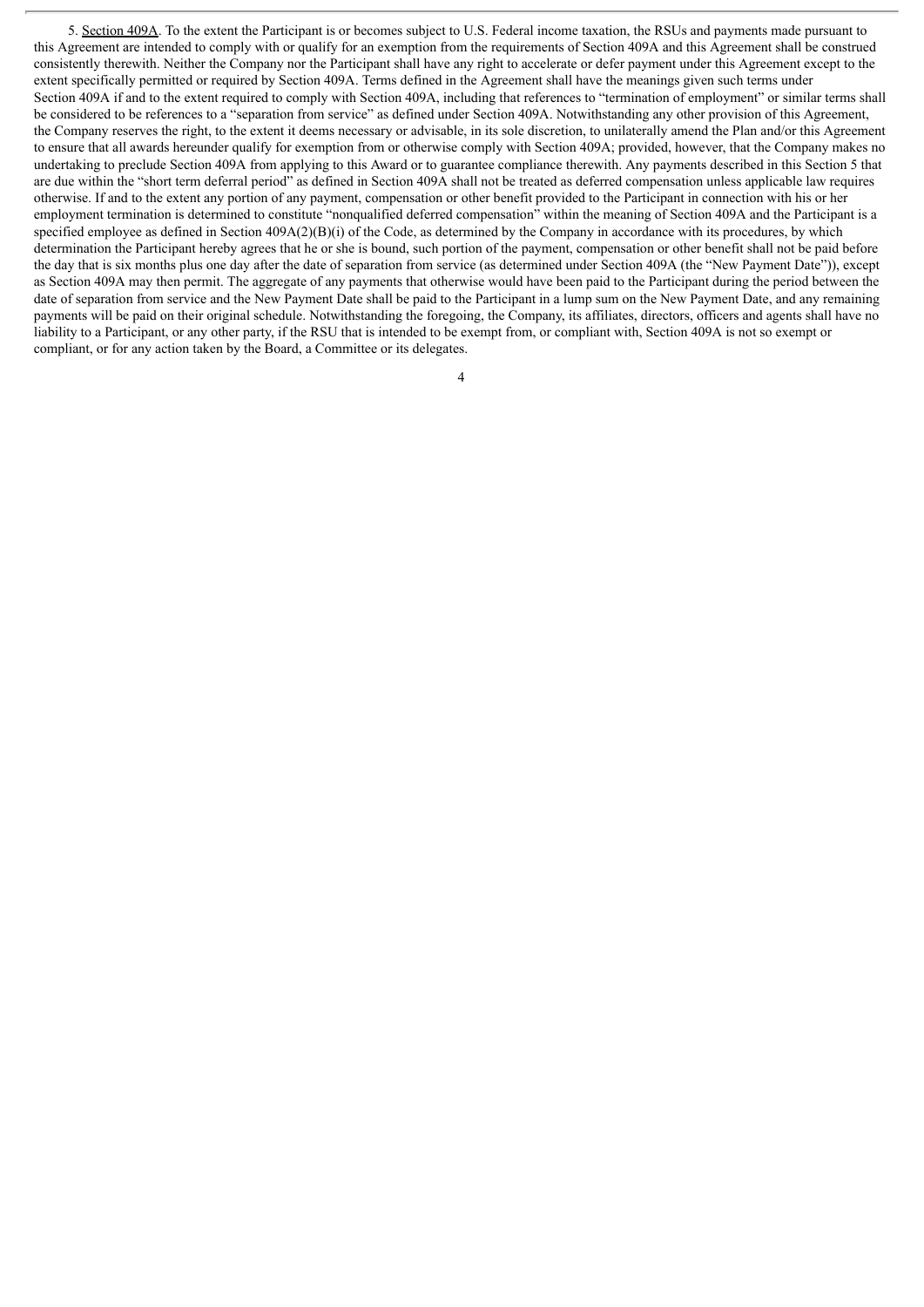5. Section 409A. To the extent the Participant is or becomes subject to U.S. Federal income taxation, the RSUs and payments made pursuant to this Agreement are intended to comply with or qualify for an exemption from the requirements of Section 409A and this Agreement shall be construed consistently therewith. Neither the Company nor the Participant shall have any right to accelerate or defer payment under this Agreement except to the extent specifically permitted or required by Section 409A. Terms defined in the Agreement shall have the meanings given such terms under Section 409A if and to the extent required to comply with Section 409A, including that references to "termination of employment" or similar terms shall be considered to be references to a "separation from service" as defined under Section 409A. Notwithstanding any other provision of this Agreement, the Company reserves the right, to the extent it deems necessary or advisable, in its sole discretion, to unilaterally amend the Plan and/or this Agreement to ensure that all awards hereunder qualify for exemption from or otherwise comply with Section 409A; provided, however, that the Company makes no undertaking to preclude Section 409A from applying to this Award or to guarantee compliance therewith. Any payments described in this Section 5 that are due within the "short term deferral period" as defined in Section 409A shall not be treated as deferred compensation unless applicable law requires otherwise. If and to the extent any portion of any payment, compensation or other benefit provided to the Participant in connection with his or her employment termination is determined to constitute "nonqualified deferred compensation" within the meaning of Section 409A and the Participant is a specified employee as defined in Section 409A(2)(B)(i) of the Code, as determined by the Company in accordance with its procedures, by which determination the Participant hereby agrees that he or she is bound, such portion of the payment, compensation or other benefit shall not be paid before the day that is six months plus one day after the date of separation from service (as determined under Section 409A (the "New Payment Date")), except as Section 409A may then permit. The aggregate of any payments that otherwise would have been paid to the Participant during the period between the date of separation from service and the New Payment Date shall be paid to the Participant in a lump sum on the New Payment Date, and any remaining payments will be paid on their original schedule. Notwithstanding the foregoing, the Company, its affiliates, directors, officers and agents shall have no liability to a Participant, or any other party, if the RSU that is intended to be exempt from, or compliant with, Section 409A is not so exempt or compliant, or for any action taken by the Board, a Committee or its delegates.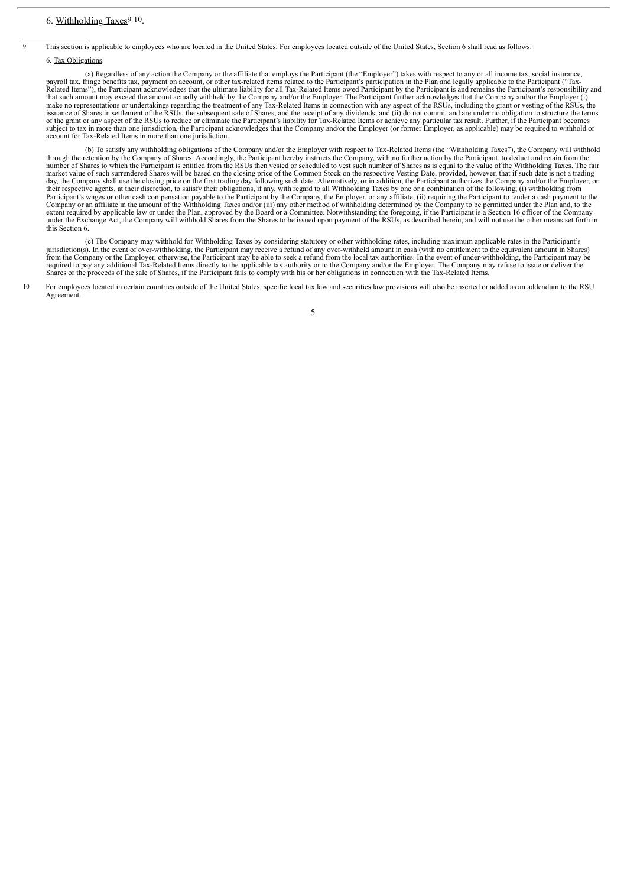6. Withholding Taxes[9] [10].

[9] This section is applicable to employees who are located in the United States. For employees located outside of the United States, Section 6 shall read as follows:

6. Tax Obligations.

(a) Regardless of any action the Company or the affiliate that employs the Participant (the "Employer") takes with respect to any or all income tax, social insurance, payroll tax, fringe benefits tax, payment on account, or other tax-related items related to the Participant's participation in the Plan and legally applicable to the Participant ("Tax-Related Items"), the Participant acknowledges that the ultimate liability for all Tax-Related Items owed Participant by the Participant is and remains the Participant's responsibility and that such amount may exceed the amount actually withheld by the Company and/or the Employer. The Participant further acknowledges that the Company and/or the Employer (i) make no representations or undertakings regarding the treatment of any Tax-Related Items in connection with any aspect of the RSUs, including the grant or vesting of the RSUs, the issuance of Shares in settlement of the RSUs, the subsequent sale of Shares, and the receipt of any dividends; and (ii) do not commit and are under no obligation to structure the terms of the grant or any aspect of the RSUs to reduce or eliminate the Participant's liability for Tax-Related Items or achieve any particular tax result. Further, if the Participant becomes subject to tax in more than one jurisdiction, the Participant acknowledges that the Company and/or the Employer (or former Employer, as applicable) may be required to withhold or account for Tax-Related Items in more than one jurisdiction.

(b) To satisfy any withholding obligations of the Company and/or the Employer with respect to Tax-Related Items (the "Withholding Taxes"), the Company will withhold through the retention by the Company of Shares. Accordingly, the Participant hereby instructs the Company, with no further action by the Participant, to deduct and retain from the number of Shares to which the Participant is entitled from the RSUs then vested or scheduled to vest such number of Shares as is equal to the value of the Withholding Taxes. The fair market value of such surrendered Shares will be based on the closing price of the Common Stock on the respective Vesting Date, provided, however, that if such date is not a trading day, the Company shall use the closing price on the first trading day following such date. Alternatively, or in addition, the Participant authorizes the Company and/or the Employer, or their respective agents, at their discretion, to satisfy their obligations, if any, with regard to all Withholding Taxes by one or a combination of the following; (i) withholding from Participant's wages or other cash compensation payable to the Participant by the Company, the Employer, or any affiliate, (ii) requiring the Participant to tender a cash payment to the Company or an affiliate in the amount of the Withholding Taxes and/or (iii) any other method of withholding determined by the Company to be permitted under the Plan and, to the extent required by applicable law or under the Plan, approved by the Board or a Committee. Notwithstanding the foregoing, if the Participant is a Section 16 officer of the Company under the Exchange Act, the Company will withhold Shares from the Shares to be issued upon payment of the RSUs, as described herein, and will not use the other means set forth in this Section 6.

(c) The Company may withhold for Withholding Taxes by considering statutory or other withholding rates, including maximum applicable rates in the Participant's jurisdiction(s). In the event of over-withholding, the Participant may receive a refund of any over-withheld amount in cash (with no entitlement to the equivalent amount in Shares) from the Company or the Employer, otherwise, the Participant may be able to seek a refund from the local tax authorities. In the event of under-withholding, the Participant may be required to pay any additional Tax-Related Items directly to the applicable tax authority or to the Company and/or the Employer. The Company may refuse to issue or deliver the Shares or the proceeds of the sale of Shares, if the Participant fails to comply with his or her obligations in connection with the Tax-Related Items.

[10] For employees located in certain countries outside of the United States, specific local tax law and securities law provisions will also be inserted or added as an addendum to the RSU Agreement.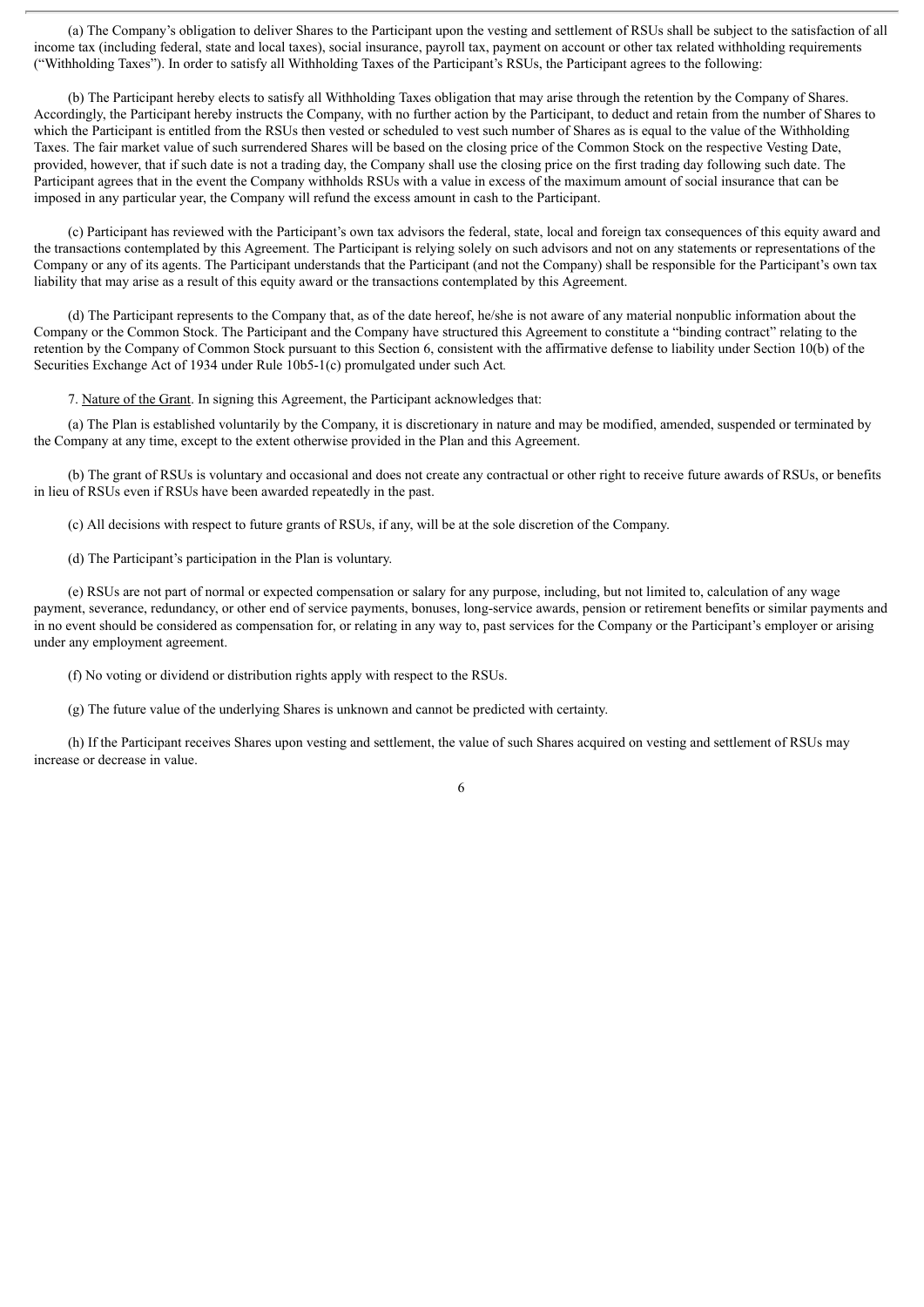(a) The Company's obligation to deliver Shares to the Participant upon the vesting and settlement of RSUs shall be subject to the satisfaction of all income tax (including federal, state and local taxes), social insurance, payroll tax, payment on account or other tax related withholding requirements ("Withholding Taxes"). In order to satisfy all Withholding Taxes of the Participant's RSUs, the Participant agrees to the following:

(b) The Participant hereby elects to satisfy all Withholding Taxes obligation that may arise through the retention by the Company of Shares. Accordingly, the Participant hereby instructs the Company, with no further action by the Participant, to deduct and retain from the number of Shares to which the Participant is entitled from the RSUs then vested or scheduled to vest such number of Shares as is equal to the value of the Withholding Taxes. The fair market value of such surrendered Shares will be based on the closing price of the Common Stock on the respective Vesting Date, provided, however, that if such date is not a trading day, the Company shall use the closing price on the first trading day following such date. The Participant agrees that in the event the Company withholds RSUs with a value in excess of the maximum amount of social insurance that can be imposed in any particular year, the Company will refund the excess amount in cash to the Participant.

(c) Participant has reviewed with the Participant's own tax advisors the federal, state, local and foreign tax consequences of this equity award and the transactions contemplated by this Agreement. The Participant is relying solely on such advisors and not on any statements or representations of the Company or any of its agents. The Participant understands that the Participant (and not the Company) shall be responsible for the Participant's own tax liability that may arise as a result of this equity award or the transactions contemplated by this Agreement.

(d) The Participant represents to the Company that, as of the date hereof, he/she is not aware of any material nonpublic information about the Company or the Common Stock. The Participant and the Company have structured this Agreement to constitute a "binding contract" relating to the retention by the Company of Common Stock pursuant to this Section 6, consistent with the affirmative defense to liability under Section 10(b) of the Securities Exchange Act of 1934 under Rule 10b5-1(c) promulgated under such Act.

7. Nature of the Grant. In signing this Agreement, the Participant acknowledges that:

(a) The Plan is established voluntarily by the Company, it is discretionary in nature and may be modified, amended, suspended or terminated by the Company at any time, except to the extent otherwise provided in the Plan and this Agreement.

(b) The grant of RSUs is voluntary and occasional and does not create any contractual or other right to receive future awards of RSUs, or benefits in lieu of RSUs even if RSUs have been awarded repeatedly in the past.

(c) All decisions with respect to future grants of RSUs, if any, will be at the sole discretion of the Company.

(d) The Participant's participation in the Plan is voluntary.

(e) RSUs are not part of normal or expected compensation or salary for any purpose, including, but not limited to, calculation of any wage payment, severance, redundancy, or other end of service payments, bonuses, long-service awards, pension or retirement benefits or similar payments and in no event should be considered as compensation for, or relating in any way to, past services for the Company or the Participant's employer or arising under any employment agreement.

(f) No voting or dividend or distribution rights apply with respect to the RSUs.

(g) The future value of the underlying Shares is unknown and cannot be predicted with certainty.

(h) If the Participant receives Shares upon vesting and settlement, the value of such Shares acquired on vesting and settlement of RSUs may increase or decrease in value.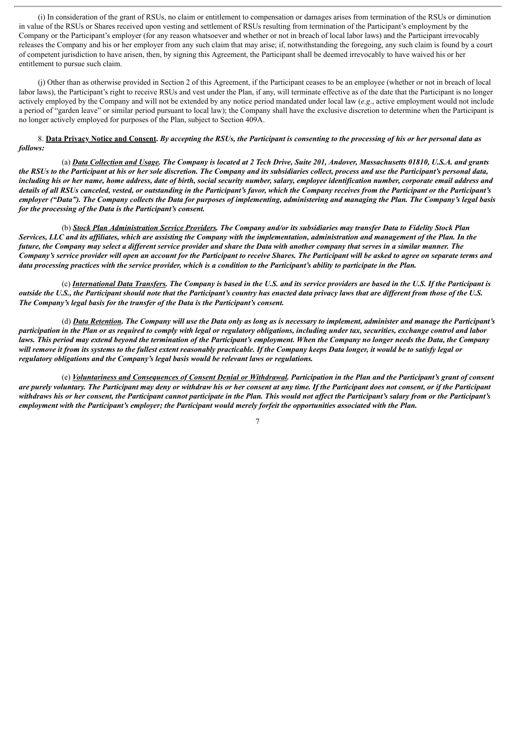(i) In consideration of the grant of RSUs, no claim or entitlement to compensation or damages arises from termination of the RSUs or diminution in value of the RSUs or Shares received upon vesting and settlement of RSUs resulting from termination of the Participant's employment by the Company or the Participant's employer (for any reason whatsoever and whether or not in breach of local labor laws) and the Participant irrevocably releases the Company and his or her employer from any such claim that may arise; if, notwithstanding the foregoing, any such claim is found by a court of competent jurisdiction to have arisen, then, by signing this Agreement, the Participant shall be deemed irrevocably to have waived his or her entitlement to pursue such claim.

(j) Other than as otherwise provided in Section 2 of this Agreement, if the Participant ceases to be an employee (whether or not in breach of local labor laws), the Participant's right to receive RSUs and vest under the Plan, if any, will terminate effective as of the date that the Participant is no longer actively employed by the Company and will not be extended by any notice period mandated under local law (*e.g.*, active employment would not include a period of "garden leave" or similar period pursuant to local law); the Company shall have the exclusive discretion to determine when the Participant is no longer actively employed for purposes of the Plan, subject to Section 409A.

8. **Data Privacy Notice and Consent.** ***By accepting the RSUs, the Participant is consenting to the processing of his or her personal data as follows:***

(a) ***Data Collection and Usage. The Company is located at 2 Tech Drive, Suite 201, Andover, Massachusetts 01810, U.S.A. and grants the RSUs to the Participant at his or her sole discretion. The Company and its subsidiaries collect, process and use the Participant's personal data, including his or her name, home address, date of birth, social security number, salary, employee identification number, corporate email address and details of all RSUs canceled, vested, or outstanding in the Participant's favor, which the Company receives from the Participant or the Participant's employer ("Data"). The Company collects the Data for purposes of implementing, administering and managing the Plan. The Company's legal basis for the processing of the Data is the Participant's consent.***

(b) ***Stock Plan Administration Service Providers. The Company and/or its subsidiaries may transfer Data to Fidelity Stock Plan Services, LLC and its affiliates, which are assisting the Company with the implementation, administration and management of the Plan. In the future, the Company may select a different service provider and share the Data with another company that serves in a similar manner. The Company's service provider will open an account for the Participant to receive Shares. The Participant will be asked to agree on separate terms and data processing practices with the service provider, which is a condition to the Participant's ability to participate in the Plan.***

(c) ***International Data Transfers. The Company is based in the U.S. and its service providers are based in the U.S. If the Participant is outside the U.S., the Participant should note that the Participant's country has enacted data privacy laws that are different from those of the U.S. The Company's legal basis for the transfer of the Data is the Participant's consent.***

(d) ***Data Retention. The Company will use the Data only as long as is necessary to implement, administer and manage the Participant's participation in the Plan or as required to comply with legal or regulatory obligations, including under tax, securities, exchange control and labor laws. This period may extend beyond the termination of the Participant's employment. When the Company no longer needs the Data, the Company will remove it from its systems to the fullest extent reasonably practicable. If the Company keeps Data longer, it would be to satisfy legal or regulatory obligations and the Company's legal basis would be relevant laws or regulations.***

(e) ***Voluntariness and Consequences of Consent Denial or Withdrawal. Participation in the Plan and the Participant's grant of consent are purely voluntary. The Participant may deny or withdraw his or her consent at any time. If the Participant does not consent, or if the Participant withdraws his or her consent, the Participant cannot participate in the Plan. This would not affect the Participant's salary from or the Participant's employment with the Participant's employer; the Participant would merely forfeit the opportunities associated with the Plan.***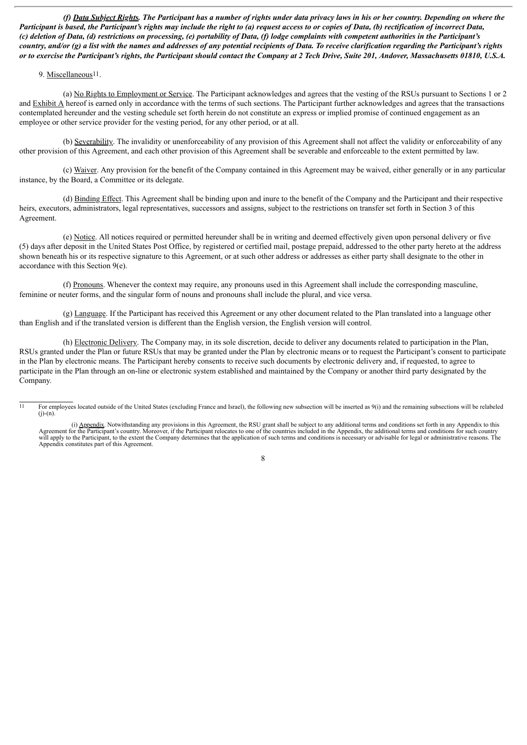***(f) <u>Data Subject Rights</u>. The Participant has a number of rights under data privacy laws in his or her country. Depending on where the Participant is based, the Participant's rights may include the right to (a) request access to or copies of Data, (b) rectification of incorrect Data, (c) deletion of Data, (d) restrictions on processing, (e) portability of Data, (f) lodge complaints with competent authorities in the Participant's country, and/or (g) a list with the names and addresses of any potential recipients of Data. To receive clarification regarding the Participant's rights or to exercise the Participant's rights, the Participant should contact the Company at 2 Tech Drive, Suite 201, Andover, Massachusetts 01810, U.S.A.***

9. <u>Miscellaneous</u>[11].

(a) <u>No Rights to Employment or Service</u>. The Participant acknowledges and agrees that the vesting of the RSUs pursuant to Sections 1 or 2 and <u>Exhibit A</u> hereof is earned only in accordance with the terms of such sections. The Participant further acknowledges and agrees that the transactions contemplated hereunder and the vesting schedule set forth herein do not constitute an express or implied promise of continued engagement as an employee or other service provider for the vesting period, for any other period, or at all.

(b) <u>Severability</u>. The invalidity or unenforceability of any provision of this Agreement shall not affect the validity or enforceability of any other provision of this Agreement, and each other provision of this Agreement shall be severable and enforceable to the extent permitted by law.

(c) <u>Waiver</u>. Any provision for the benefit of the Company contained in this Agreement may be waived, either generally or in any particular instance, by the Board, a Committee or its delegate.

(d) <u>Binding Effect</u>. This Agreement shall be binding upon and inure to the benefit of the Company and the Participant and their respective heirs, executors, administrators, legal representatives, successors and assigns, subject to the restrictions on transfer set forth in Section 3 of this Agreement.

(e) <u>Notice</u>. All notices required or permitted hereunder shall be in writing and deemed effectively given upon personal delivery or five (5) days after deposit in the United States Post Office, by registered or certified mail, postage prepaid, addressed to the other party hereto at the address shown beneath his or its respective signature to this Agreement, or at such other address or addresses as either party shall designate to the other in accordance with this Section 9(e).

(f) <u>Pronouns</u>. Whenever the context may require, any pronouns used in this Agreement shall include the corresponding masculine, feminine or neuter forms, and the singular form of nouns and pronouns shall include the plural, and vice versa.

(g) <u>Language</u>. If the Participant has received this Agreement or any other document related to the Plan translated into a language other than English and if the translated version is different than the English version, the English version will control.

(h) <u>Electronic Delivery</u>. The Company may, in its sole discretion, decide to deliver any documents related to participation in the Plan, RSUs granted under the Plan or future RSUs that may be granted under the Plan by electronic means or to request the Participant's consent to participate in the Plan by electronic means. The Participant hereby consents to receive such documents by electronic delivery and, if requested, to agree to participate in the Plan through an on-line or electronic system established and maintained by the Company or another third party designated by the Company.

---

[11] For employees located outside of the United States (excluding France and Israel), the following new subsection will be inserted as 9(i) and the remaining subsections will be relabeled (j)-(n).

(i) <u>Appendix</u>. Notwithstanding any provisions in this Agreement, the RSU grant shall be subject to any additional terms and conditions set forth in any Appendix to this Agreement for the Participant's country. Moreover, if the Participant relocates to one of the countries included in the Appendix, the additional terms and conditions for such country will apply to the Participant, to the extent the Company determines that the application of such terms and conditions is necessary or advisable for legal or administrative reasons. The Appendix constitutes part of this Agreement.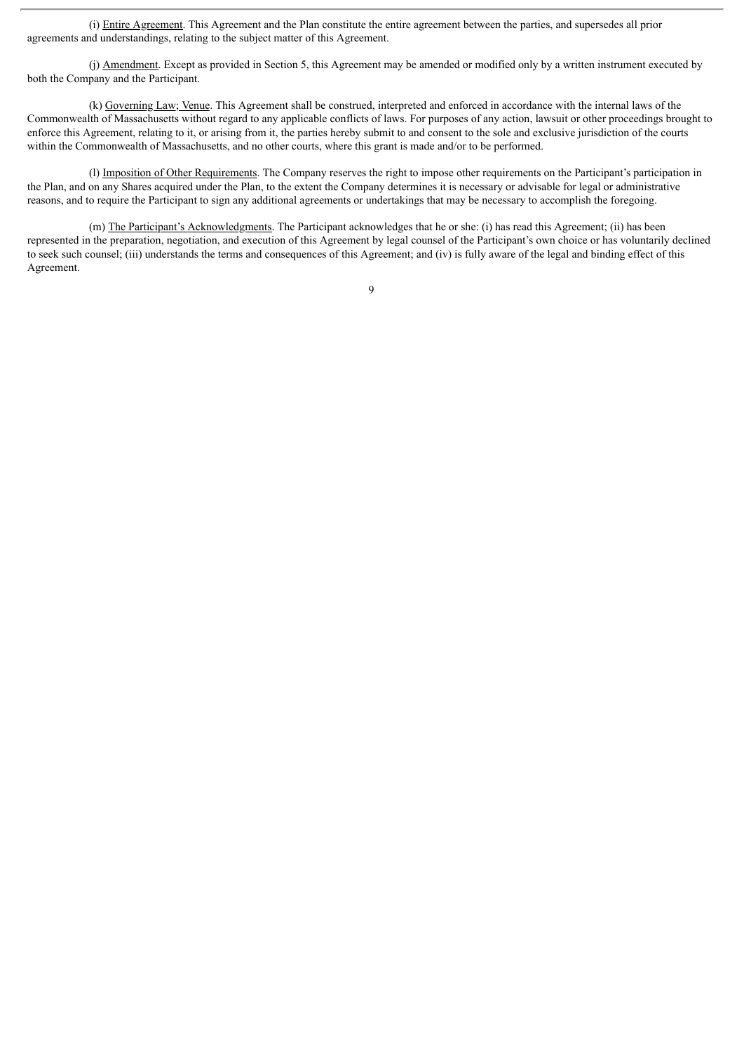(i) Entire Agreement. This Agreement and the Plan constitute the entire agreement between the parties, and supersedes all prior agreements and understandings, relating to the subject matter of this Agreement.

(j) Amendment. Except as provided in Section 5, this Agreement may be amended or modified only by a written instrument executed by both the Company and the Participant.

(k) Governing Law; Venue. This Agreement shall be construed, interpreted and enforced in accordance with the internal laws of the Commonwealth of Massachusetts without regard to any applicable conflicts of laws. For purposes of any action, lawsuit or other proceedings brought to enforce this Agreement, relating to it, or arising from it, the parties hereby submit to and consent to the sole and exclusive jurisdiction of the courts within the Commonwealth of Massachusetts, and no other courts, where this grant is made and/or to be performed.

(l) Imposition of Other Requirements. The Company reserves the right to impose other requirements on the Participant's participation in the Plan, and on any Shares acquired under the Plan, to the extent the Company determines it is necessary or advisable for legal or administrative reasons, and to require the Participant to sign any additional agreements or undertakings that may be necessary to accomplish the foregoing.

(m) The Participant's Acknowledgments. The Participant acknowledges that he or she: (i) has read this Agreement; (ii) has been represented in the preparation, negotiation, and execution of this Agreement by legal counsel of the Participant's own choice or has voluntarily declined to seek such counsel; (iii) understands the terms and consequences of this Agreement; and (iv) is fully aware of the legal and binding effect of this Agreement.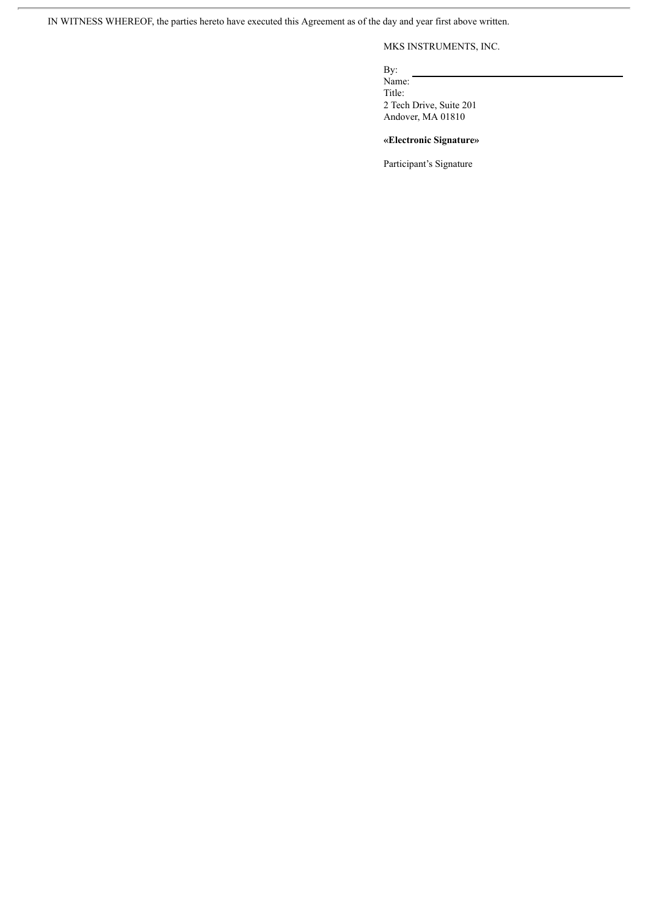IN WITNESS WHEREOF, the parties hereto have executed this Agreement as of the day and year first above written.

MKS INSTRUMENTS, INC.

By: \_\_\_\_\_\_\_\_\_\_\_\_\_\_\_\_\_\_\_\_\_\_\_\_\_\_\_\_\_\_\_\_
Name:
Title:
2 Tech Drive, Suite 201
Andover, MA 01810

**«Electronic Signature»**

Participant's Signature